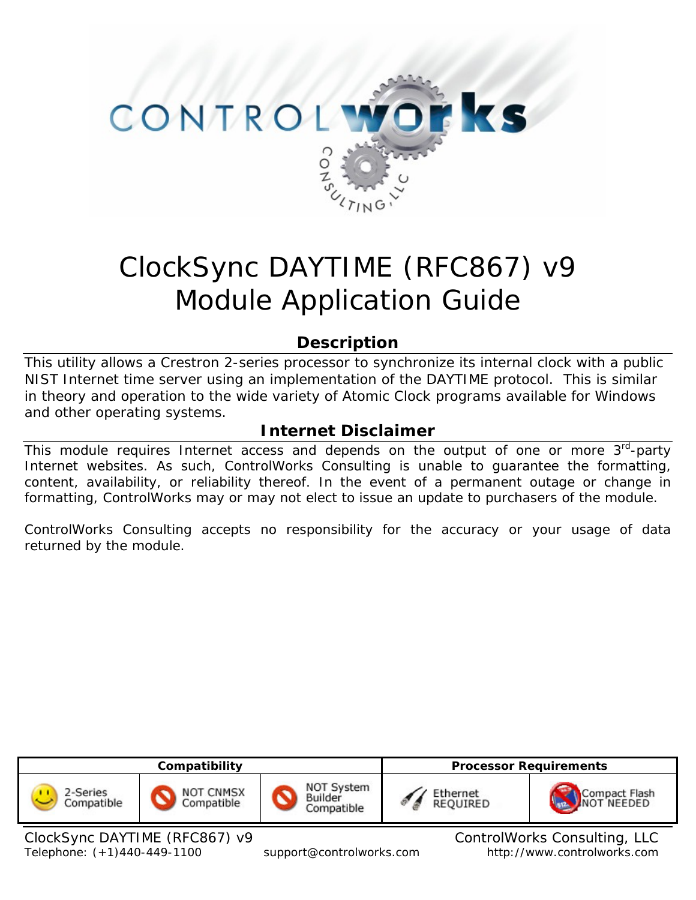# ClockSync DAYTIME (RFC867) v9 Module Application Guide

## Description

This utility allows a Crestron 2-series processor to synchronize its internal clock with a public NIST Internet time server using an implementation of the DAYTIME protocol. This is similar in theory and operation to the wide variety of Atomic Clock programs available for Windows and other operating systems.

## Internet Disclaimer

This module requires Internet access and depends on the output of one or more 3rd-party Internet websites. As such, ControlWorks Consulting is unable to guarantee the formatting, content, availability, or reliability thereof. In the event of a permanent outage or change in formatting, ControlWorks may or may not elect to issue an update to purchasers of the module.

ControlWorks Consulting accepts no responsibility for the accuracy or your usage of data returned by the module.

| Compatibility | | | Processor Requirements | |
|---|---|---|---|---|
| 2-Series Compatible | NOT CNMSX Compatible | NOT System Builder Compatible | Ethernet REQUIRED | Compact Flash NOT NEEDED |

ClockSync DAYTIME (RFC867) v9 — ControlWorks Consulting, LLC
Telephone: (+1)440-449-1100 support@controlworks.com http://www.controlworks.com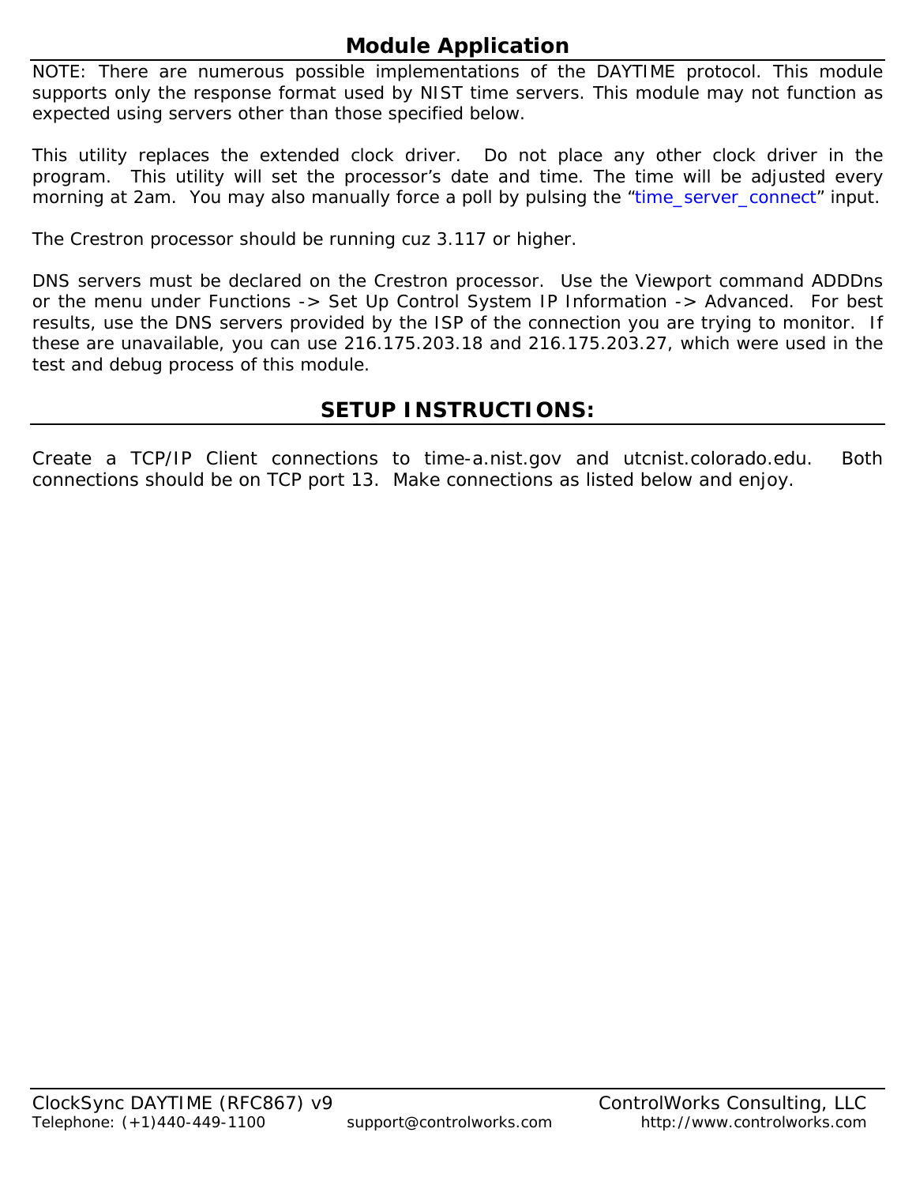## Module Application

NOTE: There are numerous possible implementations of the DAYTIME protocol. This module supports only the response format used by NIST time servers. This module may not function as expected using servers other than those specified below.

This utility replaces the extended clock driver. Do not place any other clock driver in the program. This utility will set the processor's date and time. The time will be adjusted every morning at 2am. You may also manually force a poll by pulsing the "time_server_connect" input.

The Crestron processor should be running cuz 3.117 or higher.

DNS servers must be declared on the Crestron processor. Use the Viewport command ADDDns or the menu under Functions -> Set Up Control System IP Information -> Advanced. For best results, use the DNS servers provided by the ISP of the connection you are trying to monitor. If these are unavailable, you can use 216.175.203.18 and 216.175.203.27, which were used in the test and debug process of this module.

## SETUP INSTRUCTIONS:

Create a TCP/IP Client connections to time-a.nist.gov and utcnist.colorado.edu. Both connections should be on TCP port 13. Make connections as listed below and enjoy.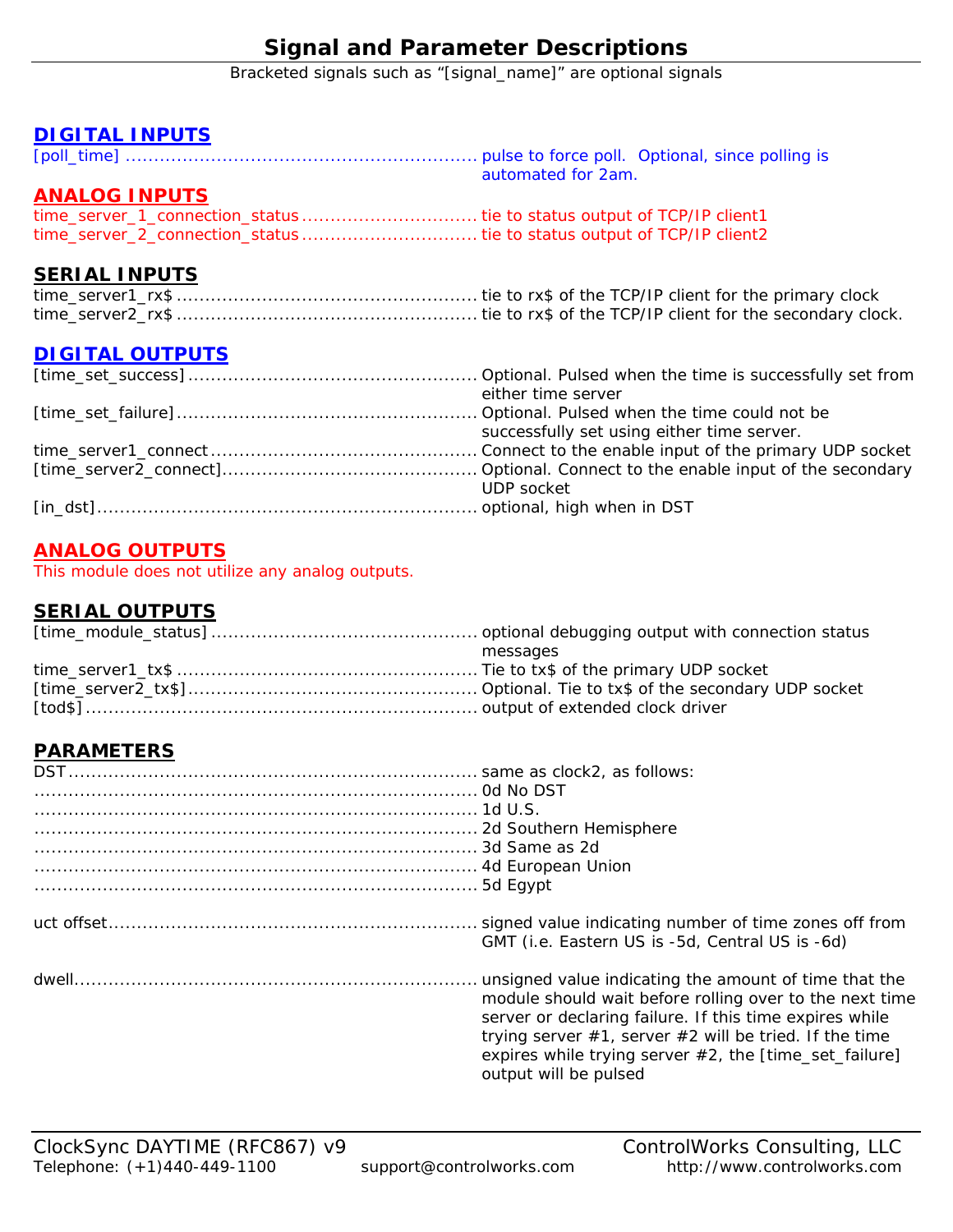# Signal and Parameter Descriptions

Bracketed signals such as "[signal_name]" are optional signals

## DIGITAL INPUTS

| Signal | Description |
|---|---|
| [poll_time] | pulse to force poll. Optional, since polling is automated for 2am. |

## ANALOG INPUTS

| Signal | Description |
|---|---|
| time_server_1_connection_status | tie to status output of TCP/IP client1 |
| time_server_2_connection_status | tie to status output of TCP/IP client2 |

## SERIAL INPUTS

| Signal | Description |
|---|---|
| time_server1_rx$ | tie to rx$ of the TCP/IP client for the primary clock |
| time_server2_rx$ | tie to rx$ of the TCP/IP client for the secondary clock. |

## DIGITAL OUTPUTS

| Signal | Description |
|---|---|
| [time_set_success] | Optional. Pulsed when the time is successfully set from either time server |
| [time_set_failure] | Optional. Pulsed when the time could not be successfully set using either time server. |
| time_server1_connect | Connect to the enable input of the primary UDP socket |
| [time_server2_connect] | Optional. Connect to the enable input of the secondary UDP socket |
| [in_dst] | optional, high when in DST |

## ANALOG OUTPUTS

This module does not utilize any analog outputs.

## SERIAL OUTPUTS

| Signal | Description |
|---|---|
| [time_module_status] | optional debugging output with connection status messages |
| time_server1_tx$ | Tie to tx$ of the primary UDP socket |
| [time_server2_tx$] | Optional. Tie to tx$ of the secondary UDP socket |
| [tod$] | output of extended clock driver |

## PARAMETERS

| Parameter | Description |
|---|---|
| DST | same as clock2, as follows: |
| | 0d No DST |
| | 1d U.S. |
| | 2d Southern Hemisphere |
| | 3d Same as 2d |
| | 4d European Union |
| | 5d Egypt |
| uct offset | signed value indicating number of time zones off from GMT (i.e. Eastern US is -5d, Central US is -6d) |
| dwell | unsigned value indicating the amount of time that the module should wait before rolling over to the next time server or declaring failure. If this time expires while trying server #1, server #2 will be tried. If the time expires while trying server #2, the [time_set_failure] output will be pulsed |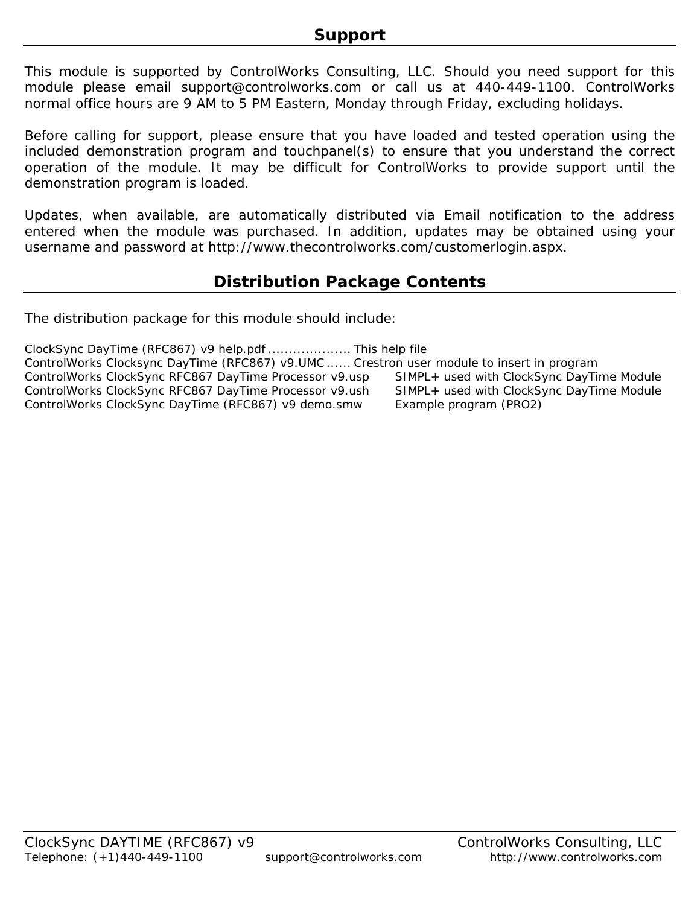## Support

This module is supported by ControlWorks Consulting, LLC. Should you need support for this module please email support@controlworks.com or call us at 440-449-1100. ControlWorks normal office hours are 9 AM to 5 PM Eastern, Monday through Friday, excluding holidays.

Before calling for support, please ensure that you have loaded and tested operation using the included demonstration program and touchpanel(s) to ensure that you understand the correct operation of the module. It may be difficult for ControlWorks to provide support until the demonstration program is loaded.

Updates, when available, are automatically distributed via Email notification to the address entered when the module was purchased. In addition, updates may be obtained using your username and password at http://www.thecontrolworks.com/customerlogin.aspx.

## Distribution Package Contents

The distribution package for this module should include:

| File | Description |
|---|---|
| ClockSync DayTime (RFC867) v9 help.pdf | This help file |
| ControlWorks Clocksync DayTime (RFC867) v9.UMC | Crestron user module to insert in program |
| ControlWorks ClockSync RFC867 DayTime Processor v9.usp | SIMPL+ used with ClockSync DayTime Module |
| ControlWorks ClockSync RFC867 DayTime Processor v9.ush | SIMPL+ used with ClockSync DayTime Module |
| ControlWorks ClockSync DayTime (RFC867) v9 demo.smw | Example program (PRO2) |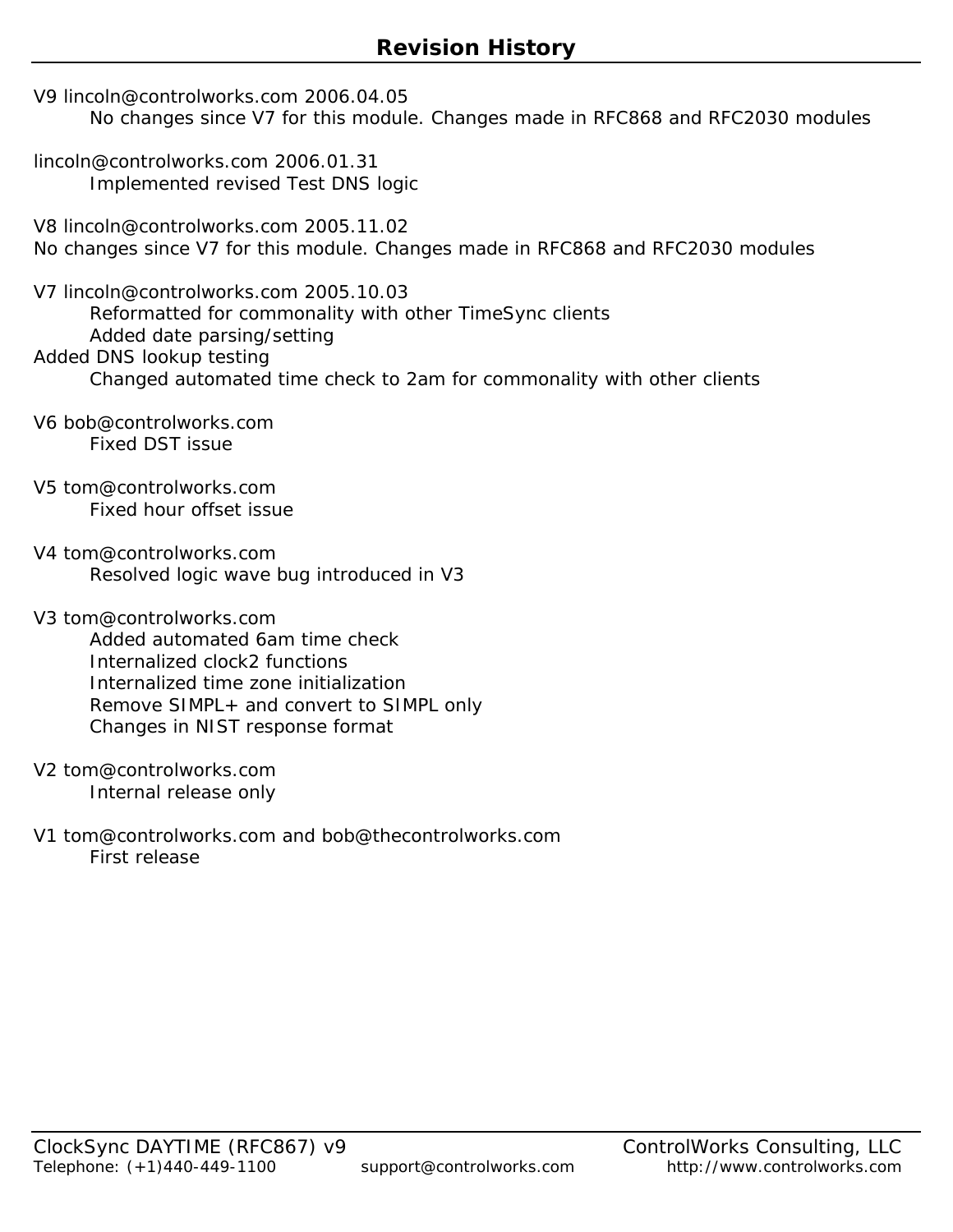## Revision History

V9 lincoln@controlworks.com 2006.04.05

    No changes since V7 for this module. Changes made in RFC868 and RFC2030 modules

lincoln@controlworks.com 2006.01.31

    Implemented revised Test DNS logic

V8 lincoln@controlworks.com 2005.11.02

No changes since V7 for this module. Changes made in RFC868 and RFC2030 modules

V7 lincoln@controlworks.com 2005.10.03

    Reformatted for commonality with other TimeSync clients
    Added date parsing/setting

Added DNS lookup testing

    Changed automated time check to 2am for commonality with other clients

V6 bob@controlworks.com

    Fixed DST issue

V5 tom@controlworks.com

    Fixed hour offset issue

V4 tom@controlworks.com

    Resolved logic wave bug introduced in V3

V3 tom@controlworks.com

    Added automated 6am time check
    Internalized clock2 functions
    Internalized time zone initialization
    Remove SIMPL+ and convert to SIMPL only
    Changes in NIST response format

V2 tom@controlworks.com

    Internal release only

V1 tom@controlworks.com and bob@thecontrolworks.com

    First release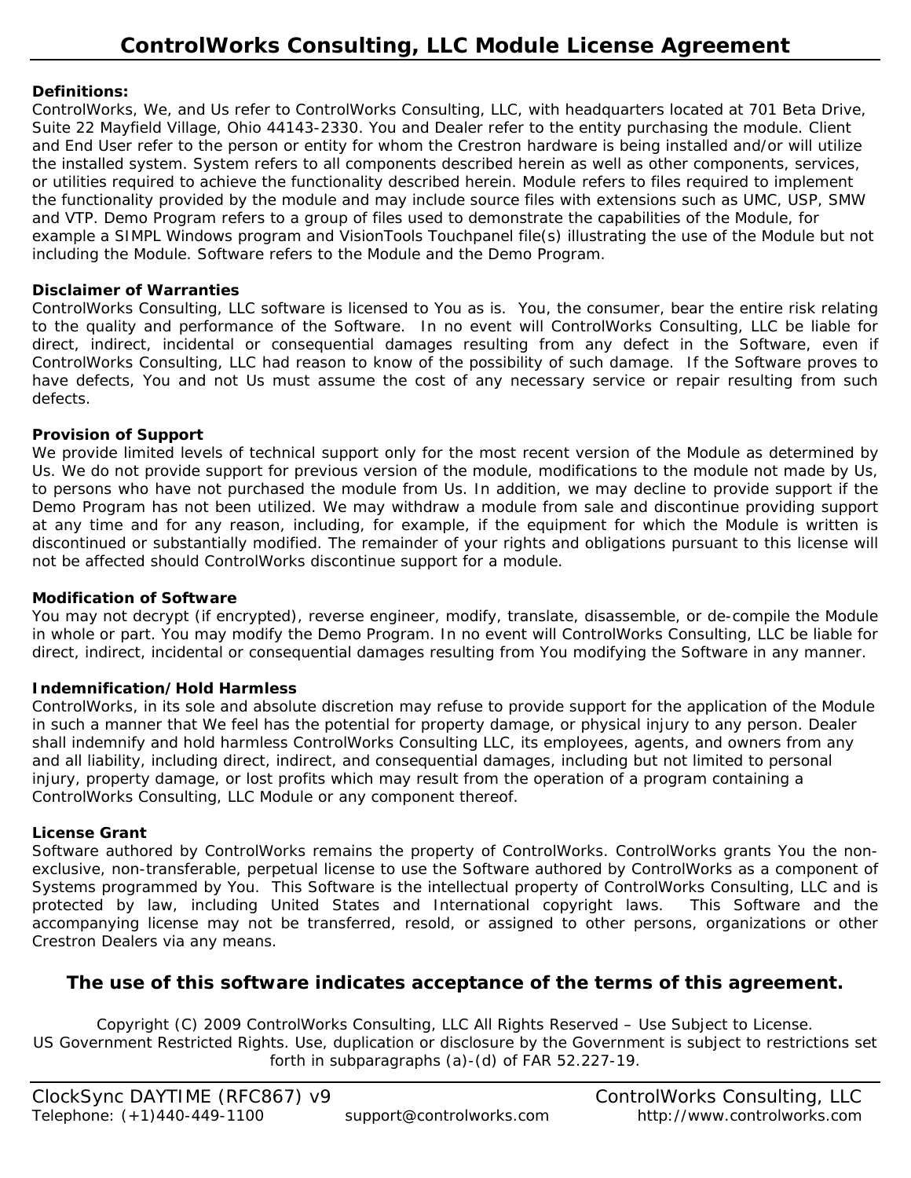# ControlWorks Consulting, LLC Module License Agreement

**Definitions:**
ControlWorks, We, and Us refer to ControlWorks Consulting, LLC, with headquarters located at 701 Beta Drive, Suite 22 Mayfield Village, Ohio 44143-2330. You and Dealer refer to the entity purchasing the module. Client and End User refer to the person or entity for whom the Crestron hardware is being installed and/or will utilize the installed system. System refers to all components described herein as well as other components, services, or utilities required to achieve the functionality described herein. Module refers to files required to implement the functionality provided by the module and may include source files with extensions such as UMC, USP, SMW and VTP. Demo Program refers to a group of files used to demonstrate the capabilities of the Module, for example a SIMPL Windows program and VisionTools Touchpanel file(s) illustrating the use of the Module but not including the Module. Software refers to the Module and the Demo Program.

**Disclaimer of Warranties**
ControlWorks Consulting, LLC software is licensed to You as is. You, the consumer, bear the entire risk relating to the quality and performance of the Software. In no event will ControlWorks Consulting, LLC be liable for direct, indirect, incidental or consequential damages resulting from any defect in the Software, even if ControlWorks Consulting, LLC had reason to know of the possibility of such damage. If the Software proves to have defects, You and not Us must assume the cost of any necessary service or repair resulting from such defects.

**Provision of Support**
We provide limited levels of technical support only for the most recent version of the Module as determined by Us. We do not provide support for previous version of the module, modifications to the module not made by Us, to persons who have not purchased the module from Us. In addition, we may decline to provide support if the Demo Program has not been utilized. We may withdraw a module from sale and discontinue providing support at any time and for any reason, including, for example, if the equipment for which the Module is written is discontinued or substantially modified. The remainder of your rights and obligations pursuant to this license will not be affected should ControlWorks discontinue support for a module.

**Modification of Software**
You may not decrypt (if encrypted), reverse engineer, modify, translate, disassemble, or de-compile the Module in whole or part. You may modify the Demo Program. In no event will ControlWorks Consulting, LLC be liable for direct, indirect, incidental or consequential damages resulting from You modifying the Software in any manner.

**Indemnification/Hold Harmless**
ControlWorks, in its sole and absolute discretion may refuse to provide support for the application of the Module in such a manner that We feel has the potential for property damage, or physical injury to any person. Dealer shall indemnify and hold harmless ControlWorks Consulting LLC, its employees, agents, and owners from any and all liability, including direct, indirect, and consequential damages, including but not limited to personal injury, property damage, or lost profits which may result from the operation of a program containing a ControlWorks Consulting, LLC Module or any component thereof.

**License Grant**
Software authored by ControlWorks remains the property of ControlWorks. ControlWorks grants You the non-exclusive, non-transferable, perpetual license to use the Software authored by ControlWorks as a component of Systems programmed by You. This Software is the intellectual property of ControlWorks Consulting, LLC and is protected by law, including United States and International copyright laws. This Software and the accompanying license may not be transferred, resold, or assigned to other persons, organizations or other Crestron Dealers via any means.

**The use of this software indicates acceptance of the terms of this agreement.**

Copyright (C) 2009 ControlWorks Consulting, LLC All Rights Reserved – Use Subject to License.
US Government Restricted Rights. Use, duplication or disclosure by the Government is subject to restrictions set forth in subparagraphs (a)-(d) of FAR 52.227-19.